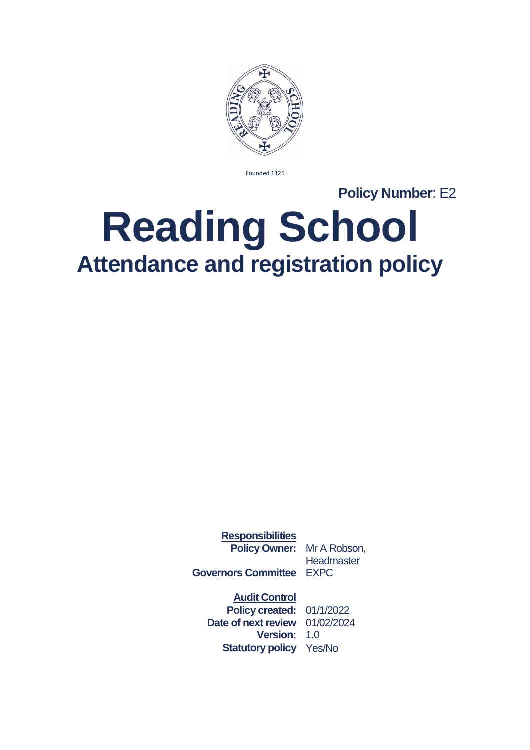Founded 1125

**Policy Number**: E2

# Reading School

## Attendance and registration policy

**Responsibilities**

| | |
|---|---|
| **Policy Owner:** | Mr A Robson, Headmaster |
| **Governors Committee** | EXPC |

**Audit Control**

| | |
|---|---|
| **Policy created:** | 01/1/2022 |
| **Date of next review** | 01/02/2024 |
| **Version:** | 1.0 |
| **Statutory policy** | Yes/No |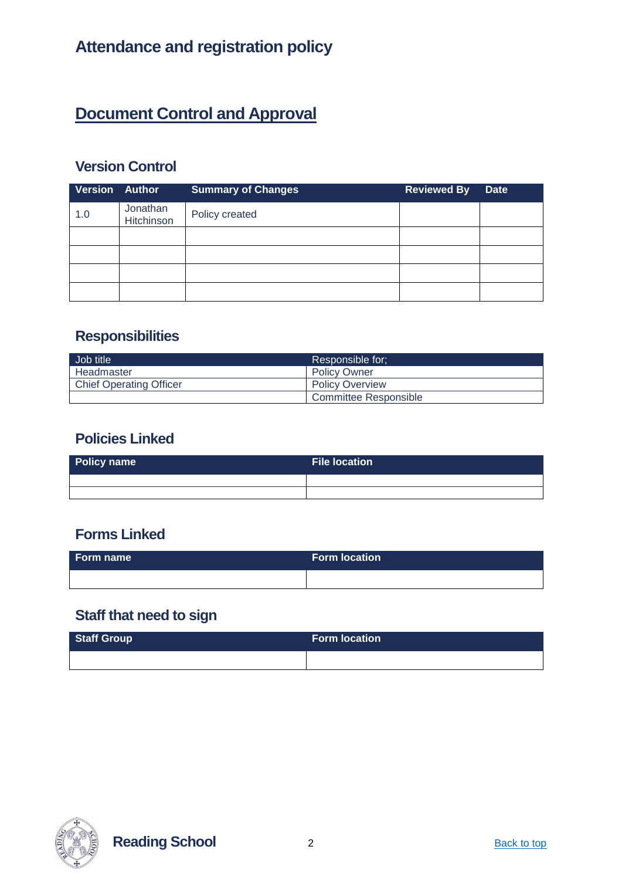# Attendance and registration policy

## Document Control and Approval

### Version Control

| Version | Author | Summary of Changes | Reviewed By | Date |
|---|---|---|---|---|
| 1.0 | Jonathan Hitchinson | Policy created | | |
| | | | | |
| | | | | |
| | | | | |
| | | | | |

### Responsibilities

| Job title | Responsible for; |
|---|---|
| Headmaster | Policy Owner |
| Chief Operating Officer | Policy Overview |
| | Committee Responsible |

### Policies Linked

| Policy name | File location |
|---|---|
| | |
| | |

### Forms Linked

| Form name | Form location |
|---|---|
| | |

### Staff that need to sign

| Staff Group | Form location |
|---|---|
| | |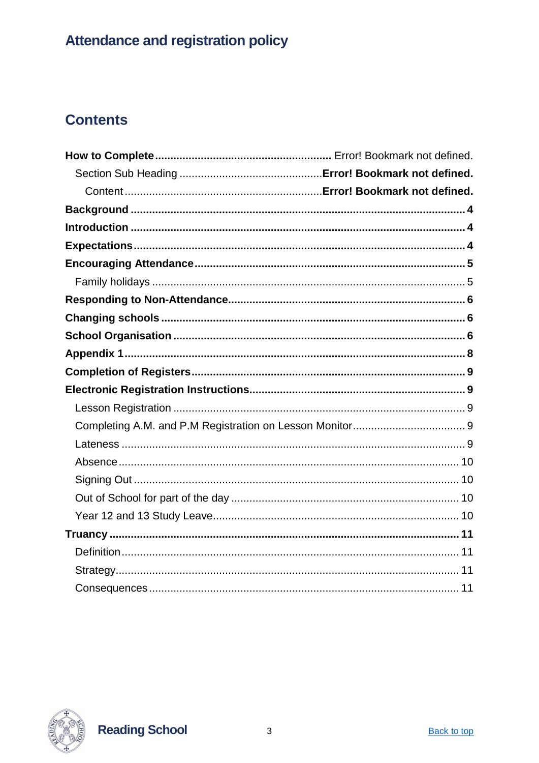# Attendance and registration policy

## Contents

**How to Complete** ........................................................ Error! Bookmark not defined.

  Section Sub Heading ............................................ **Error! Bookmark not defined.**

    Content ............................................................. **Error! Bookmark not defined.**

**Background** ........................................................................................................ **4**

**Introduction** ....................................................................................................... **4**

**Expectations** ....................................................................................................... **4**

**Encouraging Attendance** .................................................................................. **5**

  Family holidays ..................................................................................................... 5

**Responding to Non-Attendance** ........................................................................ **6**

**Changing schools** ............................................................................................... **6**

**School Organisation** .......................................................................................... **6**

**Appendix 1** ......................................................................................................... **8**

**Completion of Registers** ..................................................................................... **9**

**Electronic Registration Instructions** .................................................................. **9**

  Lesson Registration ............................................................................................... 9

  Completing A.M. and P.M Registration on Lesson Monitor .................................... 9

  Lateness ................................................................................................................ 9

  Absence ............................................................................................................... 10

  Signing Out .......................................................................................................... 10

  Out of School for part of the day .......................................................................... 10

  Year 12 and 13 Study Leave ................................................................................ 10

**Truancy** ............................................................................................................. **11**

  Definition ............................................................................................................. 11

  Strategy ................................................................................................................ 11

  Consequences ...................................................................................................... 11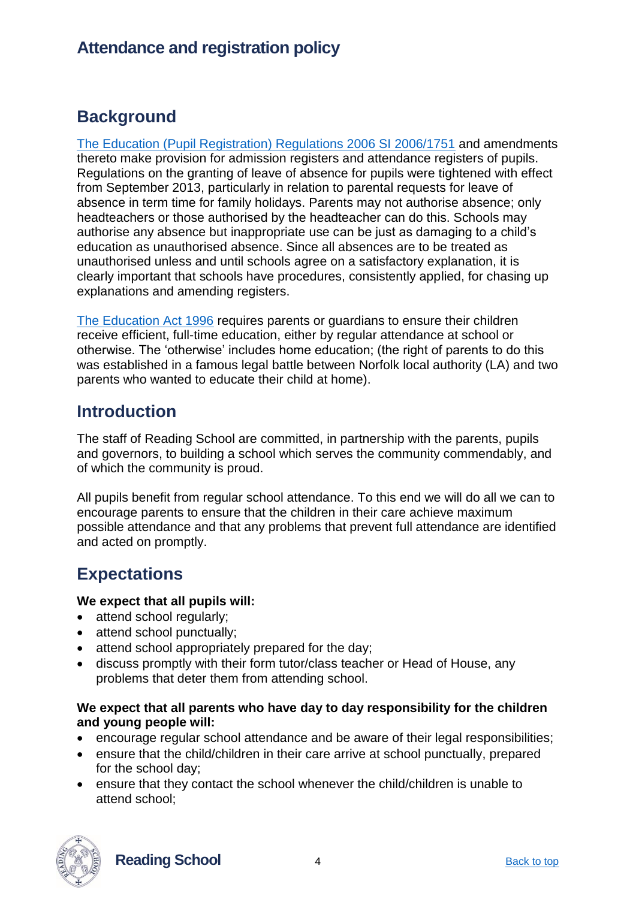# Attendance and registration policy

## Background

The Education (Pupil Registration) Regulations 2006 SI 2006/1751 and amendments thereto make provision for admission registers and attendance registers of pupils. Regulations on the granting of leave of absence for pupils were tightened with effect from September 2013, particularly in relation to parental requests for leave of absence in term time for family holidays. Parents may not authorise absence; only headteachers or those authorised by the headteacher can do this. Schools may authorise any absence but inappropriate use can be just as damaging to a child's education as unauthorised absence. Since all absences are to be treated as unauthorised unless and until schools agree on a satisfactory explanation, it is clearly important that schools have procedures, consistently applied, for chasing up explanations and amending registers.

The Education Act 1996 requires parents or guardians to ensure their children receive efficient, full-time education, either by regular attendance at school or otherwise. The 'otherwise' includes home education; (the right of parents to do this was established in a famous legal battle between Norfolk local authority (LA) and two parents who wanted to educate their child at home).

## Introduction

The staff of Reading School are committed, in partnership with the parents, pupils and governors, to building a school which serves the community commendably, and of which the community is proud.

All pupils benefit from regular school attendance. To this end we will do all we can to encourage parents to ensure that the children in their care achieve maximum possible attendance and that any problems that prevent full attendance are identified and acted on promptly.

## Expectations

**We expect that all pupils will:**

- attend school regularly;
- attend school punctually;
- attend school appropriately prepared for the day;
- discuss promptly with their form tutor/class teacher or Head of House, any problems that deter them from attending school.

**We expect that all parents who have day to day responsibility for the children and young people will:**

- encourage regular school attendance and be aware of their legal responsibilities;
- ensure that the child/children in their care arrive at school punctually, prepared for the school day;
- ensure that they contact the school whenever the child/children is unable to attend school;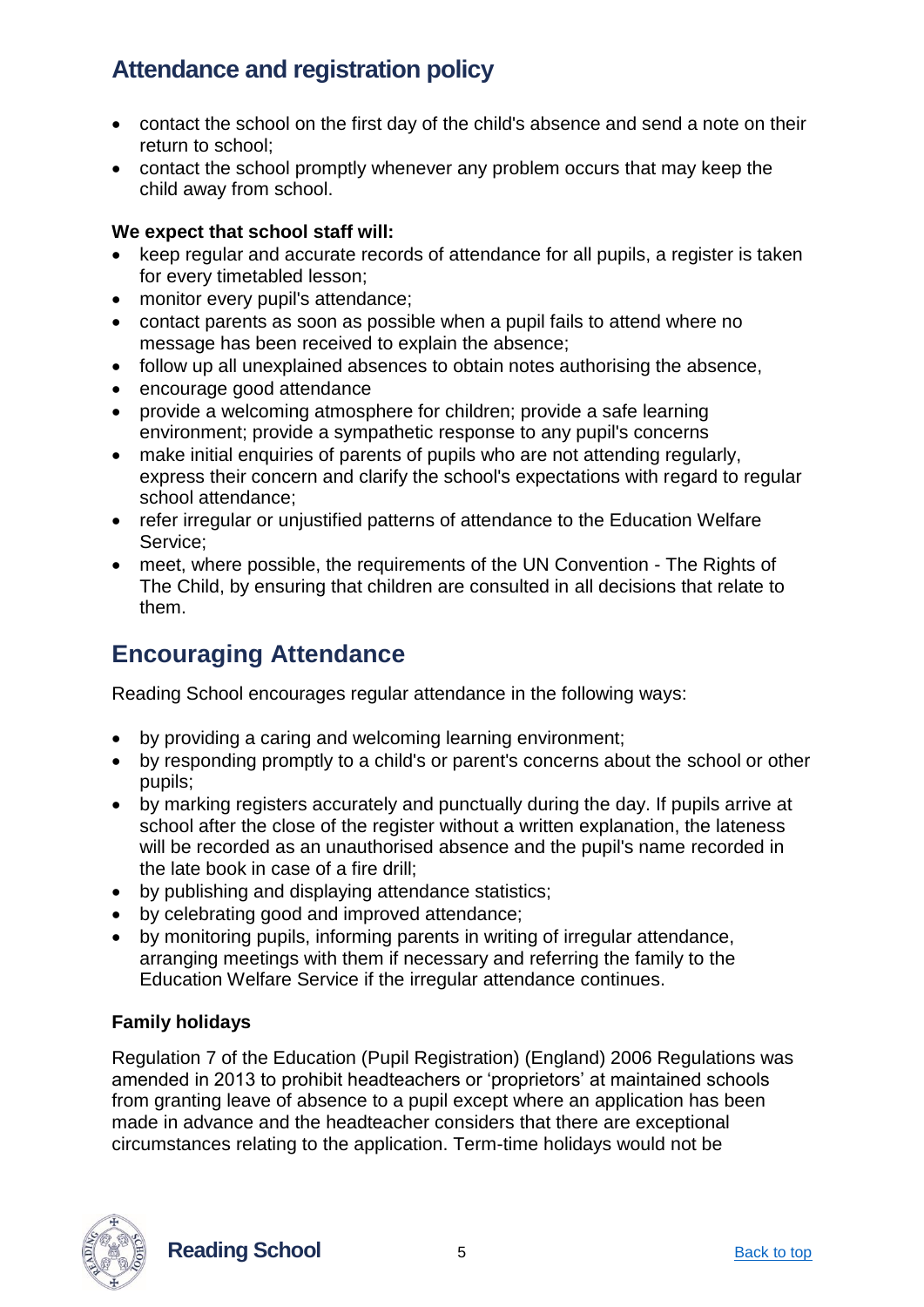- contact the school on the first day of the child's absence and send a note on their return to school;
- contact the school promptly whenever any problem occurs that may keep the child away from school.

**We expect that school staff will:**

- keep regular and accurate records of attendance for all pupils, a register is taken for every timetabled lesson;
- monitor every pupil's attendance;
- contact parents as soon as possible when a pupil fails to attend where no message has been received to explain the absence;
- follow up all unexplained absences to obtain notes authorising the absence,
- encourage good attendance
- provide a welcoming atmosphere for children; provide a safe learning environment; provide a sympathetic response to any pupil's concerns
- make initial enquiries of parents of pupils who are not attending regularly, express their concern and clarify the school's expectations with regard to regular school attendance;
- refer irregular or unjustified patterns of attendance to the Education Welfare Service;
- meet, where possible, the requirements of the UN Convention - The Rights of The Child, by ensuring that children are consulted in all decisions that relate to them.

## Encouraging Attendance

Reading School encourages regular attendance in the following ways:

- by providing a caring and welcoming learning environment;
- by responding promptly to a child's or parent's concerns about the school or other pupils;
- by marking registers accurately and punctually during the day. If pupils arrive at school after the close of the register without a written explanation, the lateness will be recorded as an unauthorised absence and the pupil's name recorded in the late book in case of a fire drill;
- by publishing and displaying attendance statistics;
- by celebrating good and improved attendance;
- by monitoring pupils, informing parents in writing of irregular attendance, arranging meetings with them if necessary and referring the family to the Education Welfare Service if the irregular attendance continues.

**Family holidays**

Regulation 7 of the Education (Pupil Registration) (England) 2006 Regulations was amended in 2013 to prohibit headteachers or 'proprietors' at maintained schools from granting leave of absence to a pupil except where an application has been made in advance and the headteacher considers that there are exceptional circumstances relating to the application. Term-time holidays would not be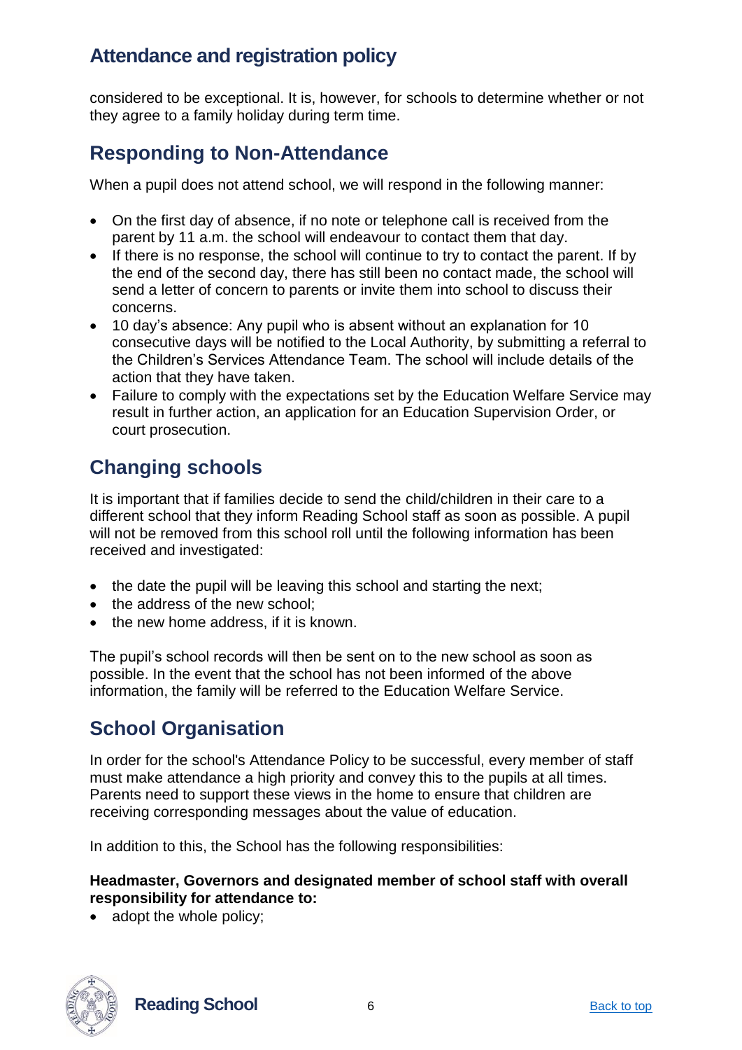considered to be exceptional. It is, however, for schools to determine whether or not they agree to a family holiday during term time.

## Responding to Non-Attendance

When a pupil does not attend school, we will respond in the following manner:

- On the first day of absence, if no note or telephone call is received from the parent by 11 a.m. the school will endeavour to contact them that day.
- If there is no response, the school will continue to try to contact the parent. If by the end of the second day, there has still been no contact made, the school will send a letter of concern to parents or invite them into school to discuss their concerns.
- 10 day's absence: Any pupil who is absent without an explanation for 10 consecutive days will be notified to the Local Authority, by submitting a referral to the Children's Services Attendance Team. The school will include details of the action that they have taken.
- Failure to comply with the expectations set by the Education Welfare Service may result in further action, an application for an Education Supervision Order, or court prosecution.

## Changing schools

It is important that if families decide to send the child/children in their care to a different school that they inform Reading School staff as soon as possible. A pupil will not be removed from this school roll until the following information has been received and investigated:

- the date the pupil will be leaving this school and starting the next;
- the address of the new school;
- the new home address, if it is known.

The pupil's school records will then be sent on to the new school as soon as possible. In the event that the school has not been informed of the above information, the family will be referred to the Education Welfare Service.

## School Organisation

In order for the school's Attendance Policy to be successful, every member of staff must make attendance a high priority and convey this to the pupils at all times. Parents need to support these views in the home to ensure that children are receiving corresponding messages about the value of education.

In addition to this, the School has the following responsibilities:

**Headmaster, Governors and designated member of school staff with overall responsibility for attendance to:**

- adopt the whole policy;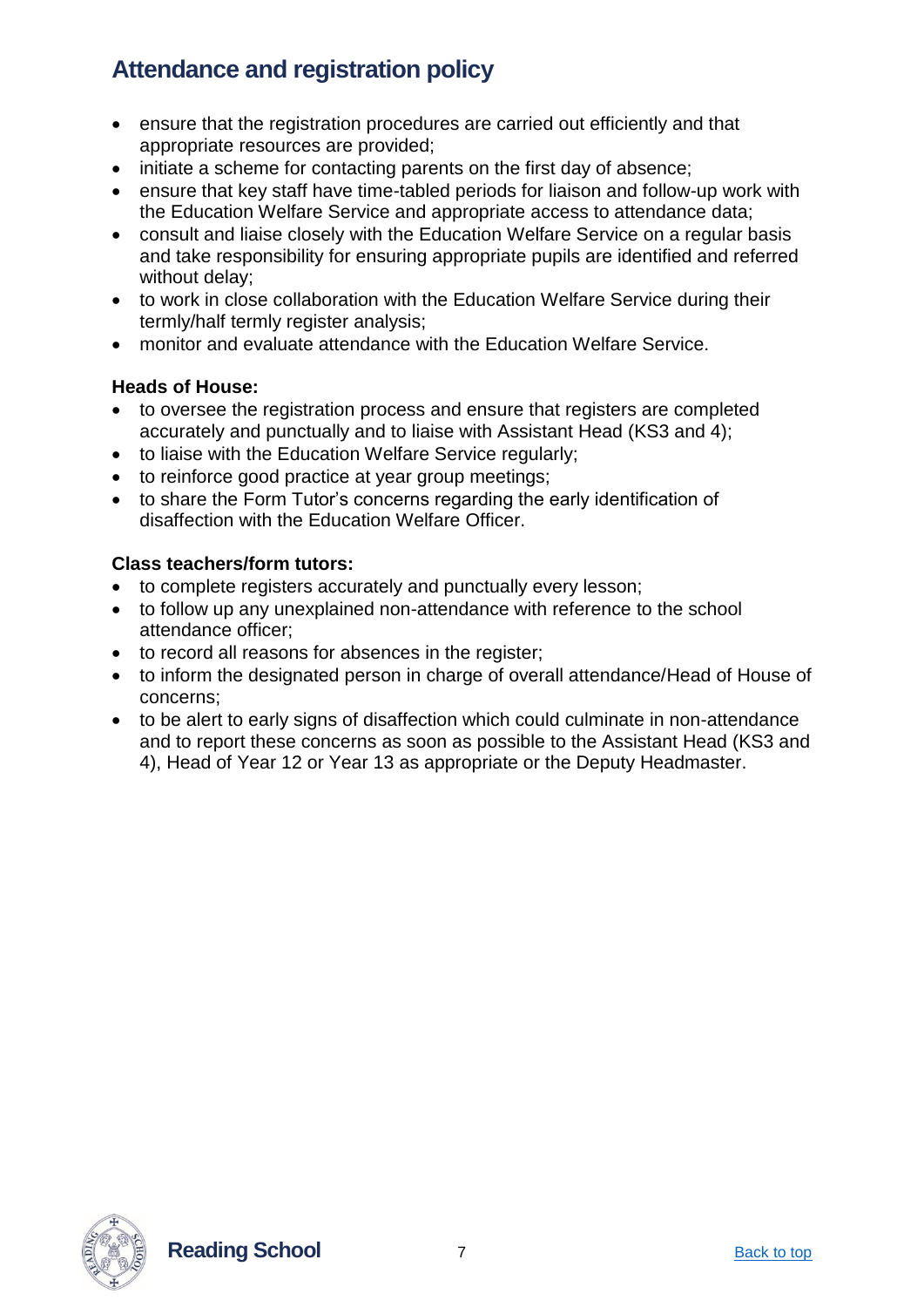- ensure that the registration procedures are carried out efficiently and that appropriate resources are provided;
- initiate a scheme for contacting parents on the first day of absence;
- ensure that key staff have time-tabled periods for liaison and follow-up work with the Education Welfare Service and appropriate access to attendance data;
- consult and liaise closely with the Education Welfare Service on a regular basis and take responsibility for ensuring appropriate pupils are identified and referred without delay;
- to work in close collaboration with the Education Welfare Service during their termly/half termly register analysis;
- monitor and evaluate attendance with the Education Welfare Service.

**Heads of House:**

- to oversee the registration process and ensure that registers are completed accurately and punctually and to liaise with Assistant Head (KS3 and 4);
- to liaise with the Education Welfare Service regularly;
- to reinforce good practice at year group meetings;
- to share the Form Tutor's concerns regarding the early identification of disaffection with the Education Welfare Officer.

**Class teachers/form tutors:**

- to complete registers accurately and punctually every lesson;
- to follow up any unexplained non-attendance with reference to the school attendance officer;
- to record all reasons for absences in the register;
- to inform the designated person in charge of overall attendance/Head of House of concerns;
- to be alert to early signs of disaffection which could culminate in non-attendance and to report these concerns as soon as possible to the Assistant Head (KS3 and 4), Head of Year 12 or Year 13 as appropriate or the Deputy Headmaster.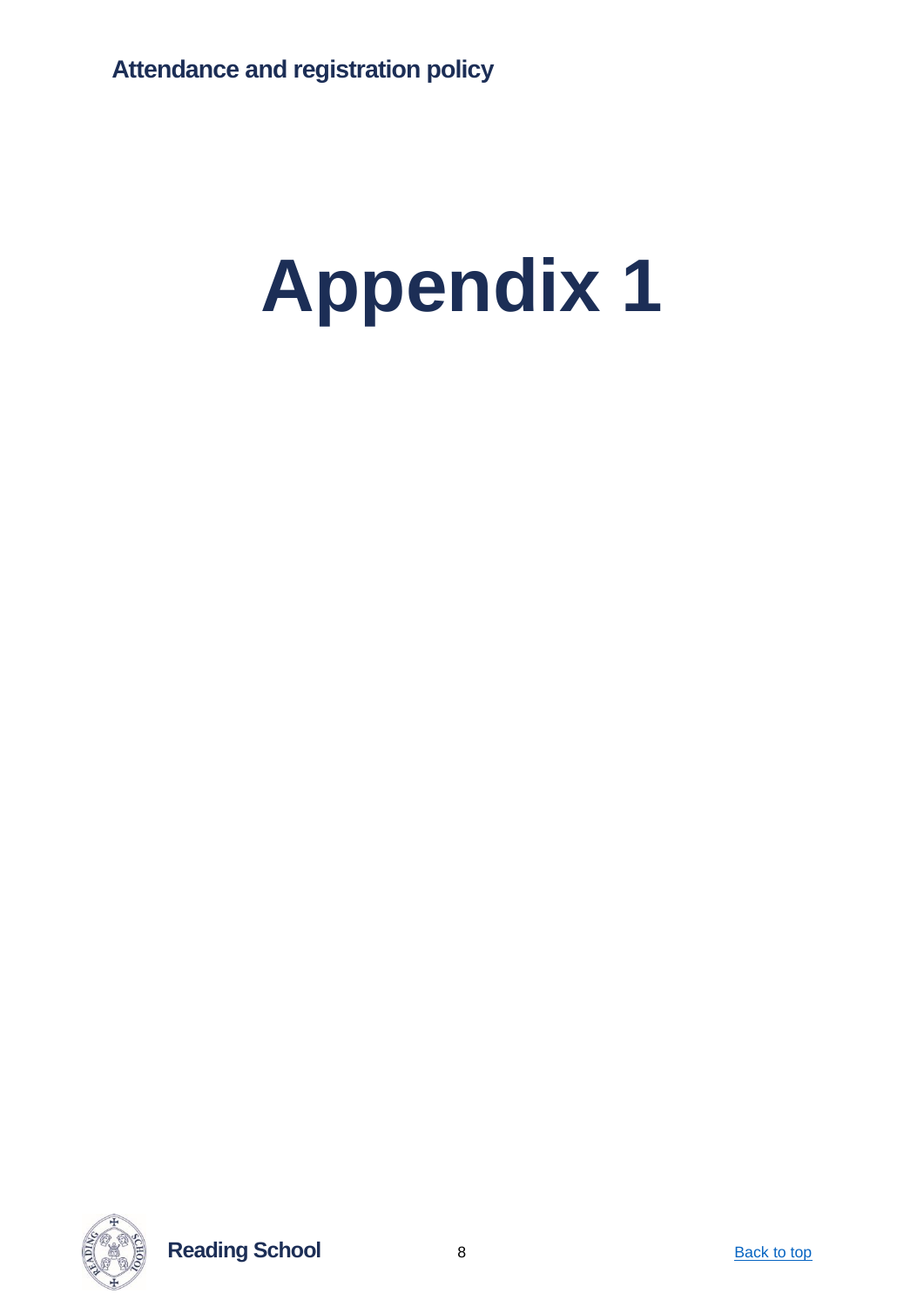# Appendix 1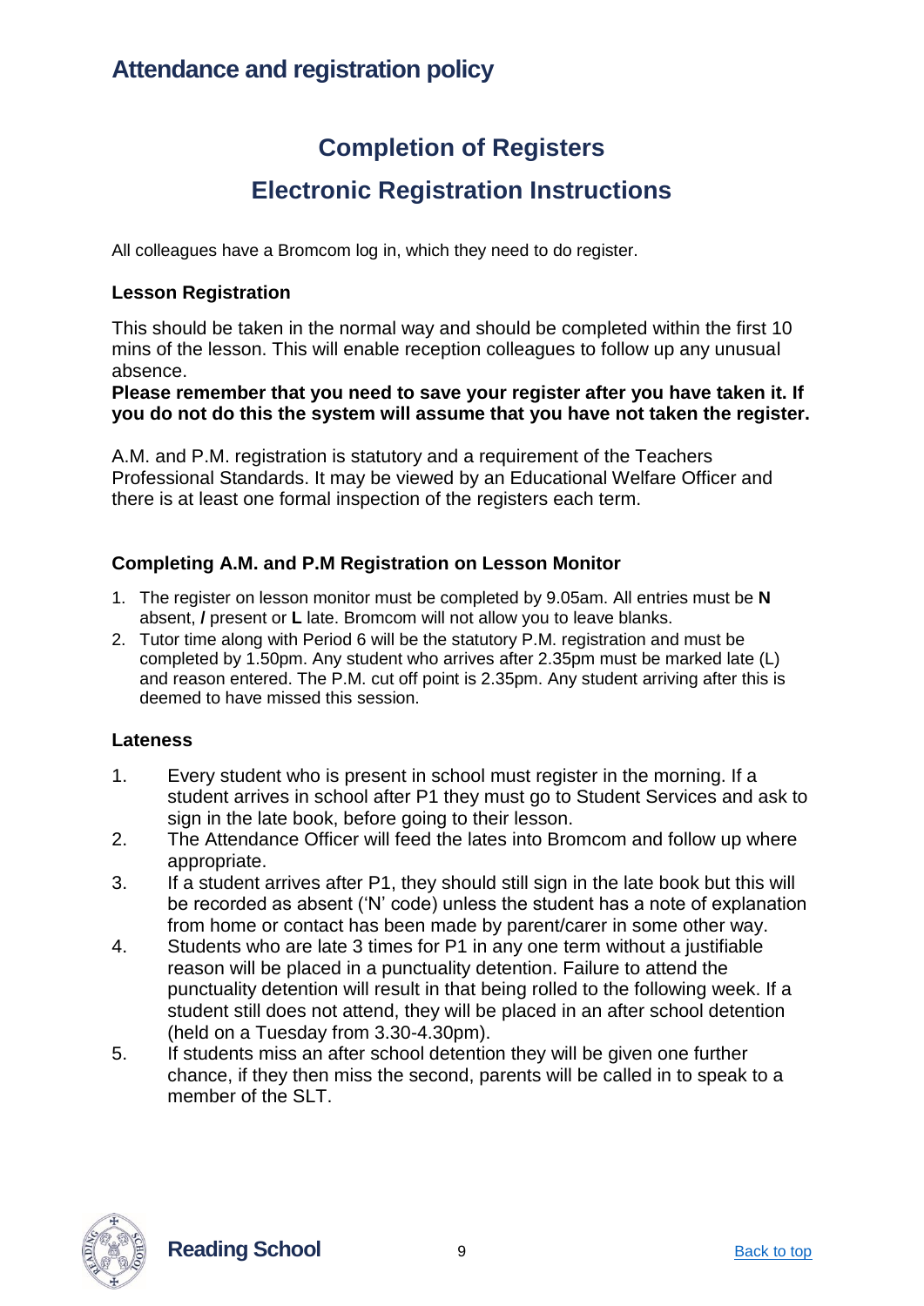## Completion of Registers

## Electronic Registration Instructions

All colleagues have a Bromcom log in, which they need to do register.

### Lesson Registration

This should be taken in the normal way and should be completed within the first 10 mins of the lesson. This will enable reception colleagues to follow up any unusual absence.

**Please remember that you need to save your register after you have taken it. If you do not do this the system will assume that you have not taken the register.**

A.M. and P.M. registration is statutory and a requirement of the Teachers Professional Standards. It may be viewed by an Educational Welfare Officer and there is at least one formal inspection of the registers each term.

### Completing A.M. and P.M Registration on Lesson Monitor

1. The register on lesson monitor must be completed by 9.05am. All entries must be **N** absent, **/** present or **L** late. Bromcom will not allow you to leave blanks.
2. Tutor time along with Period 6 will be the statutory P.M. registration and must be completed by 1.50pm. Any student who arrives after 2.35pm must be marked late (L) and reason entered. The P.M. cut off point is 2.35pm. Any student arriving after this is deemed to have missed this session.

### Lateness

1. Every student who is present in school must register in the morning. If a student arrives in school after P1 they must go to Student Services and ask to sign in the late book, before going to their lesson.
2. The Attendance Officer will feed the lates into Bromcom and follow up where appropriate.
3. If a student arrives after P1, they should still sign in the late book but this will be recorded as absent ('N' code) unless the student has a note of explanation from home or contact has been made by parent/carer in some other way.
4. Students who are late 3 times for P1 in any one term without a justifiable reason will be placed in a punctuality detention. Failure to attend the punctuality detention will result in that being rolled to the following week. If a student still does not attend, they will be placed in an after school detention (held on a Tuesday from 3.30-4.30pm).
5. If students miss an after school detention they will be given one further chance, if they then miss the second, parents will be called in to speak to a member of the SLT.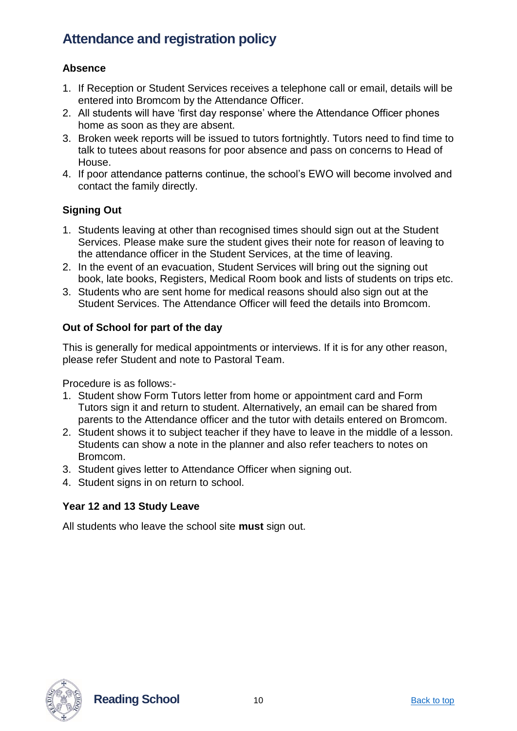# Attendance and registration policy

### Absence

1. If Reception or Student Services receives a telephone call or email, details will be entered into Bromcom by the Attendance Officer.
2. All students will have 'first day response' where the Attendance Officer phones home as soon as they are absent.
3. Broken week reports will be issued to tutors fortnightly. Tutors need to find time to talk to tutees about reasons for poor absence and pass on concerns to Head of House.
4. If poor attendance patterns continue, the school's EWO will become involved and contact the family directly.

### Signing Out

1. Students leaving at other than recognised times should sign out at the Student Services. Please make sure the student gives their note for reason of leaving to the attendance officer in the Student Services, at the time of leaving.
2. In the event of an evacuation, Student Services will bring out the signing out book, late books, Registers, Medical Room book and lists of students on trips etc.
3. Students who are sent home for medical reasons should also sign out at the Student Services. The Attendance Officer will feed the details into Bromcom.

### Out of School for part of the day

This is generally for medical appointments or interviews. If it is for any other reason, please refer Student and note to Pastoral Team.

Procedure is as follows:-

1. Student show Form Tutors letter from home or appointment card and Form Tutors sign it and return to student. Alternatively, an email can be shared from parents to the Attendance officer and the tutor with details entered on Bromcom.
2. Student shows it to subject teacher if they have to leave in the middle of a lesson. Students can show a note in the planner and also refer teachers to notes on Bromcom.
3. Student gives letter to Attendance Officer when signing out.
4. Student signs in on return to school.

### Year 12 and 13 Study Leave

All students who leave the school site **must** sign out.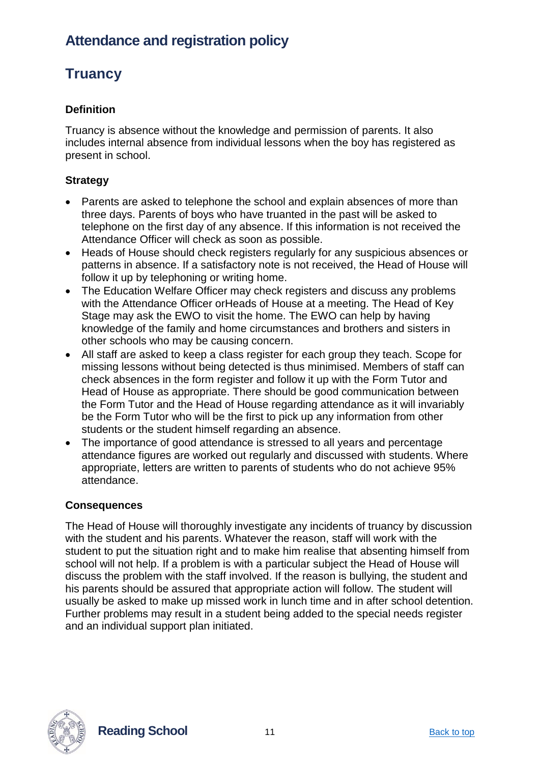## Attendance and registration policy

## Truancy

### Definition

Truancy is absence without the knowledge and permission of parents. It also includes internal absence from individual lessons when the boy has registered as present in school.

### Strategy

- Parents are asked to telephone the school and explain absences of more than three days. Parents of boys who have truanted in the past will be asked to telephone on the first day of any absence. If this information is not received the Attendance Officer will check as soon as possible.
- Heads of House should check registers regularly for any suspicious absences or patterns in absence. If a satisfactory note is not received, the Head of House will follow it up by telephoning or writing home.
- The Education Welfare Officer may check registers and discuss any problems with the Attendance Officer orHeads of House at a meeting. The Head of Key Stage may ask the EWO to visit the home. The EWO can help by having knowledge of the family and home circumstances and brothers and sisters in other schools who may be causing concern.
- All staff are asked to keep a class register for each group they teach. Scope for missing lessons without being detected is thus minimised. Members of staff can check absences in the form register and follow it up with the Form Tutor and Head of House as appropriate. There should be good communication between the Form Tutor and the Head of House regarding attendance as it will invariably be the Form Tutor who will be the first to pick up any information from other students or the student himself regarding an absence.
- The importance of good attendance is stressed to all years and percentage attendance figures are worked out regularly and discussed with students. Where appropriate, letters are written to parents of students who do not achieve 95% attendance.

### Consequences

The Head of House will thoroughly investigate any incidents of truancy by discussion with the student and his parents. Whatever the reason, staff will work with the student to put the situation right and to make him realise that absenting himself from school will not help. If a problem is with a particular subject the Head of House will discuss the problem with the staff involved. If the reason is bullying, the student and his parents should be assured that appropriate action will follow. The student will usually be asked to make up missed work in lunch time and in after school detention. Further problems may result in a student being added to the special needs register and an individual support plan initiated.